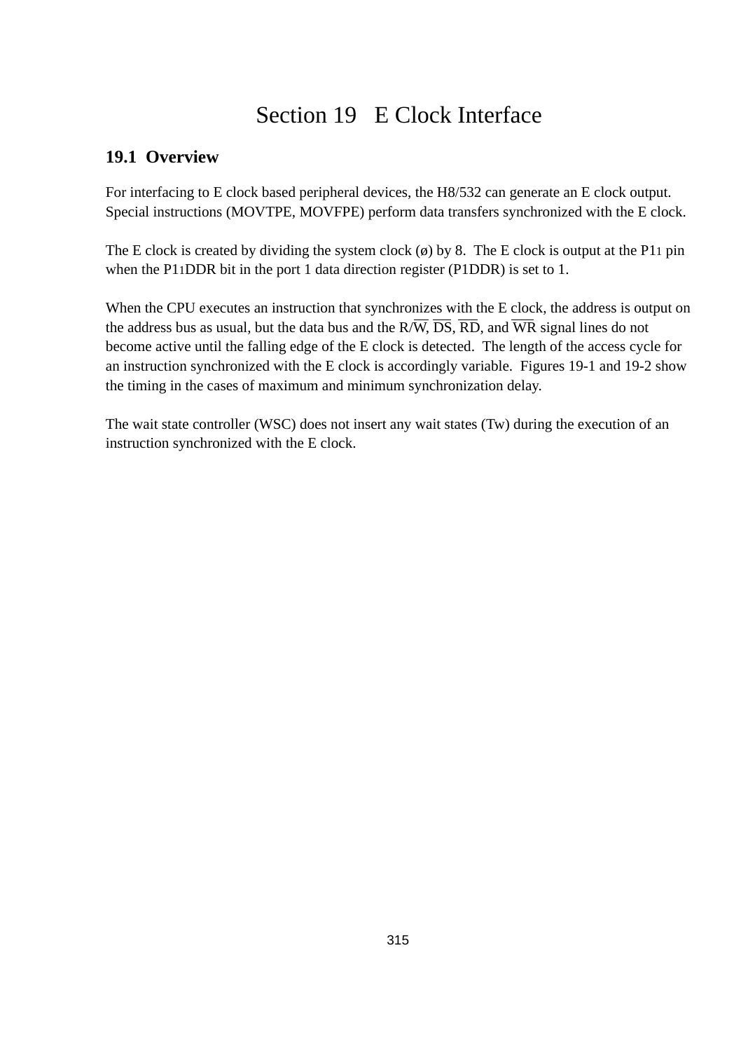# Section 19 E Clock Interface

## 19.1 Overview

For interfacing to E clock based peripheral devices, the H8/532 can generate an E clock output. Special instructions (MOVTPE, MOVFPE) perform data transfers synchronized with the E clock.

The E clock is created by dividing the system clock (ø) by 8. The E clock is output at the $P1_1$ pin when the $P1_1DDR$ bit in the port 1 data direction register (P1DDR) is set to 1.

When the CPU executes an instruction that synchronizes with the E clock, the address is output on the address bus as usual, but the data bus and the R/$\overline{W}$, $\overline{DS}$, $\overline{RD}$, and $\overline{WR}$ signal lines do not become active until the falling edge of the E clock is detected. The length of the access cycle for an instruction synchronized with the E clock is accordingly variable. Figures 19-1 and 19-2 show the timing in the cases of maximum and minimum synchronization delay.

The wait state controller (WSC) does not insert any wait states (Tw) during the execution of an instruction synchronized with the E clock.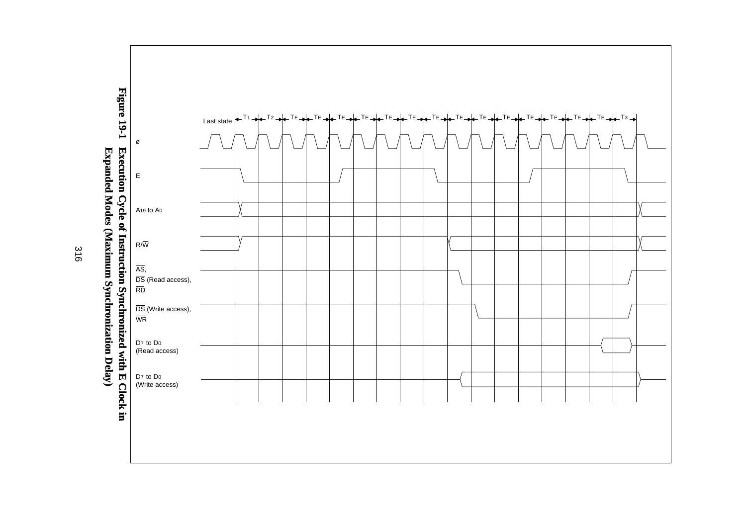**Figure 19-1 Execution Cycle of Instruction Synchronized with E Clock in Expanded Modes (Maximum Synchronization Delay)**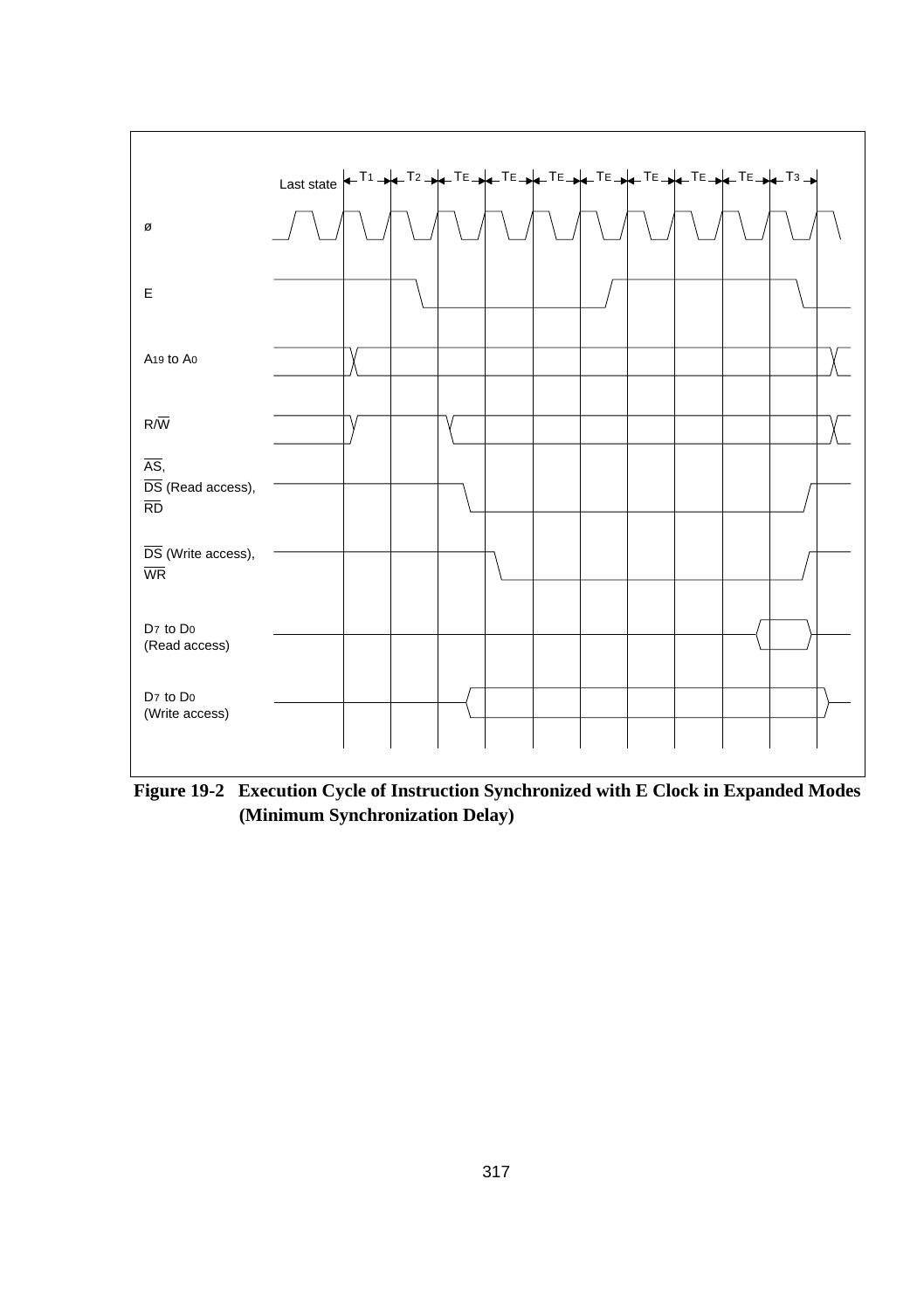Last state T1 T2 TE TE TE TE TE TE TE T3

ø

E

A19 to A0

R/W

AS,
DS (Read access),
RD

DS (Write access),
WR

D7 to D0
(Read access)

D7 to D0
(Write access)

**Figure 19-2 Execution Cycle of Instruction Synchronized with E Clock in Expanded Modes (Minimum Synchronization Delay)**